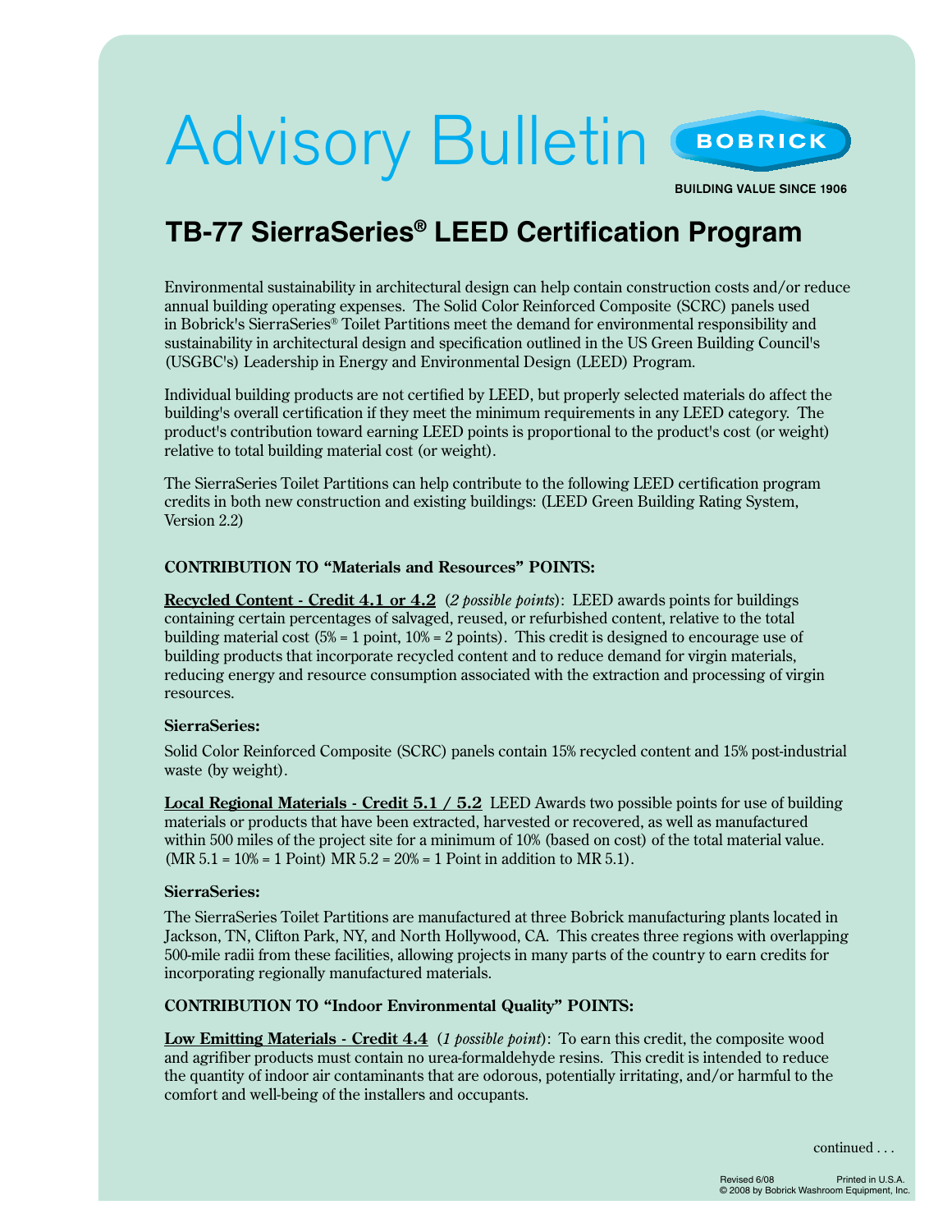# Advisory Bulletin

BOBRICK

BUILDING VALUE SINCE 1906

## TB-77 SierraSeries® LEED Certification Program

Environmental sustainability in architectural design can help contain construction costs and/or reduce annual building operating expenses. The Solid Color Reinforced Composite (SCRC) panels used in Bobrick's SierraSeries® Toilet Partitions meet the demand for environmental responsibility and sustainability in architectural design and specification outlined in the US Green Building Council's (USGBC's) Leadership in Energy and Environmental Design (LEED) Program.

Individual building products are not certified by LEED, but properly selected materials do affect the building's overall certification if they meet the minimum requirements in any LEED category. The product's contribution toward earning LEED points is proportional to the product's cost (or weight) relative to total building material cost (or weight).

The SierraSeries Toilet Partitions can help contribute to the following LEED certification program credits in both new construction and existing buildings: (LEED Green Building Rating System, Version 2.2)

**CONTRIBUTION TO "Materials and Resources" POINTS:**

**Recycled Content - Credit 4.1 or 4.2** (*2 possible points*): LEED awards points for buildings containing certain percentages of salvaged, reused, or refurbished content, relative to the total building material cost (5% = 1 point, 10% = 2 points). This credit is designed to encourage use of building products that incorporate recycled content and to reduce demand for virgin materials, reducing energy and resource consumption associated with the extraction and processing of virgin resources.

**SierraSeries:**

Solid Color Reinforced Composite (SCRC) panels contain 15% recycled content and 15% post-industrial waste (by weight).

**Local Regional Materials - Credit 5.1 / 5.2** LEED Awards two possible points for use of building materials or products that have been extracted, harvested or recovered, as well as manufactured within 500 miles of the project site for a minimum of 10% (based on cost) of the total material value. (MR 5.1 = 10% = 1 Point) MR 5.2 = 20% = 1 Point in addition to MR 5.1).

**SierraSeries:**

The SierraSeries Toilet Partitions are manufactured at three Bobrick manufacturing plants located in Jackson, TN, Clifton Park, NY, and North Hollywood, CA. This creates three regions with overlapping 500-mile radii from these facilities, allowing projects in many parts of the country to earn credits for incorporating regionally manufactured materials.

**CONTRIBUTION TO "Indoor Environmental Quality" POINTS:**

**Low Emitting Materials - Credit 4.4** (*1 possible point*): To earn this credit, the composite wood and agrifiber products must contain no urea-formaldehyde resins. This credit is intended to reduce the quantity of indoor air contaminants that are odorous, potentially irritating, and/or harmful to the comfort and well-being of the installers and occupants.

continued . . .

Revised 6/08 Printed in U.S.A.
© 2008 by Bobrick Washroom Equipment, Inc.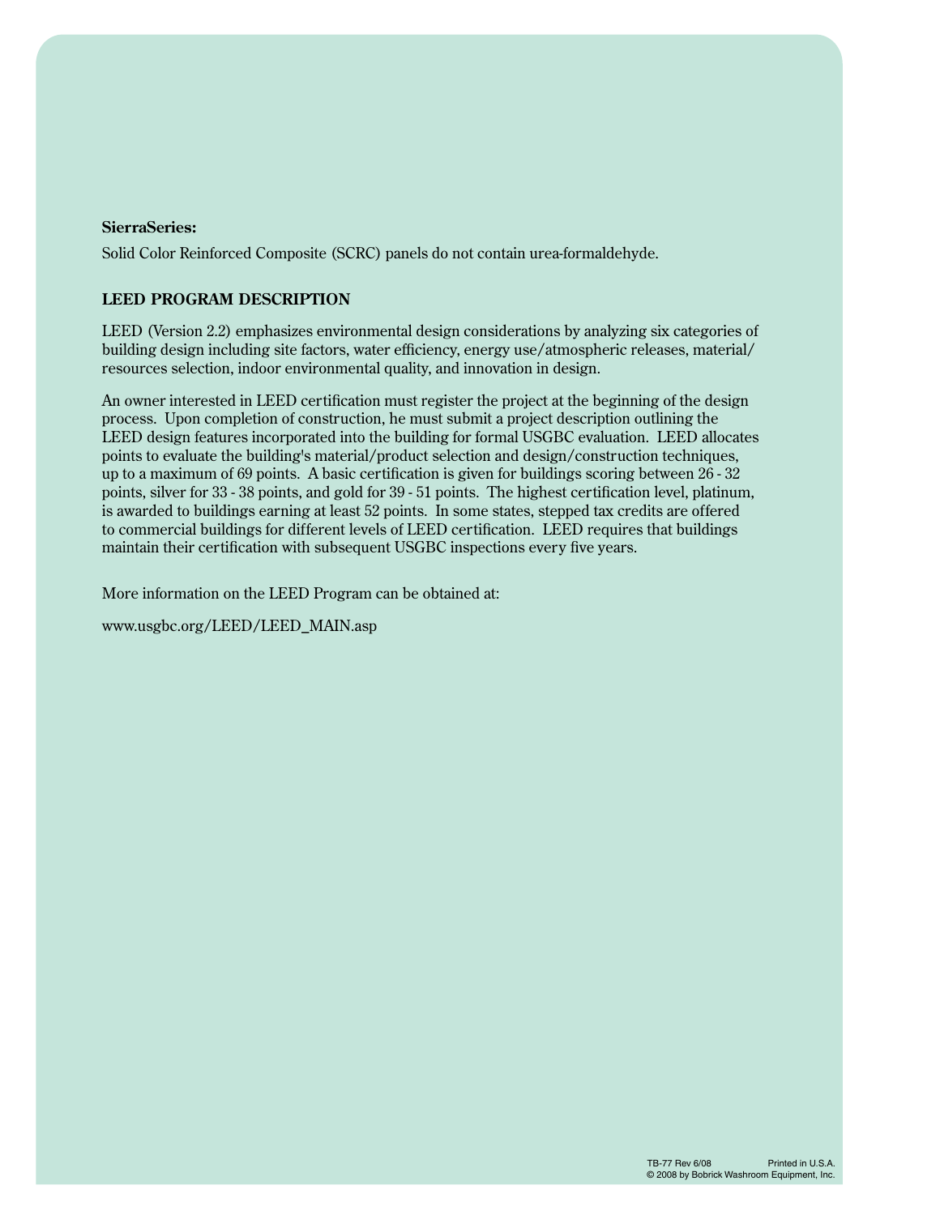**SierraSeries:**

Solid Color Reinforced Composite (SCRC) panels do not contain urea-formaldehyde.

**LEED PROGRAM DESCRIPTION**

LEED (Version 2.2) emphasizes environmental design considerations by analyzing six categories of building design including site factors, water efficiency, energy use/atmospheric releases, material/ resources selection, indoor environmental quality, and innovation in design.

An owner interested in LEED certification must register the project at the beginning of the design process. Upon completion of construction, he must submit a project description outlining the LEED design features incorporated into the building for formal USGBC evaluation. LEED allocates points to evaluate the building's material/product selection and design/construction techniques, up to a maximum of 69 points. A basic certification is given for buildings scoring between 26 - 32 points, silver for 33 - 38 points, and gold for 39 - 51 points. The highest certification level, platinum, is awarded to buildings earning at least 52 points. In some states, stepped tax credits are offered to commercial buildings for different levels of LEED certification. LEED requires that buildings maintain their certification with subsequent USGBC inspections every five years.

More information on the LEED Program can be obtained at:

www.usgbc.org/LEED/LEED_MAIN.asp

TB-77 Rev 6/08 Printed in U.S.A.
© 2008 by Bobrick Washroom Equipment, Inc.